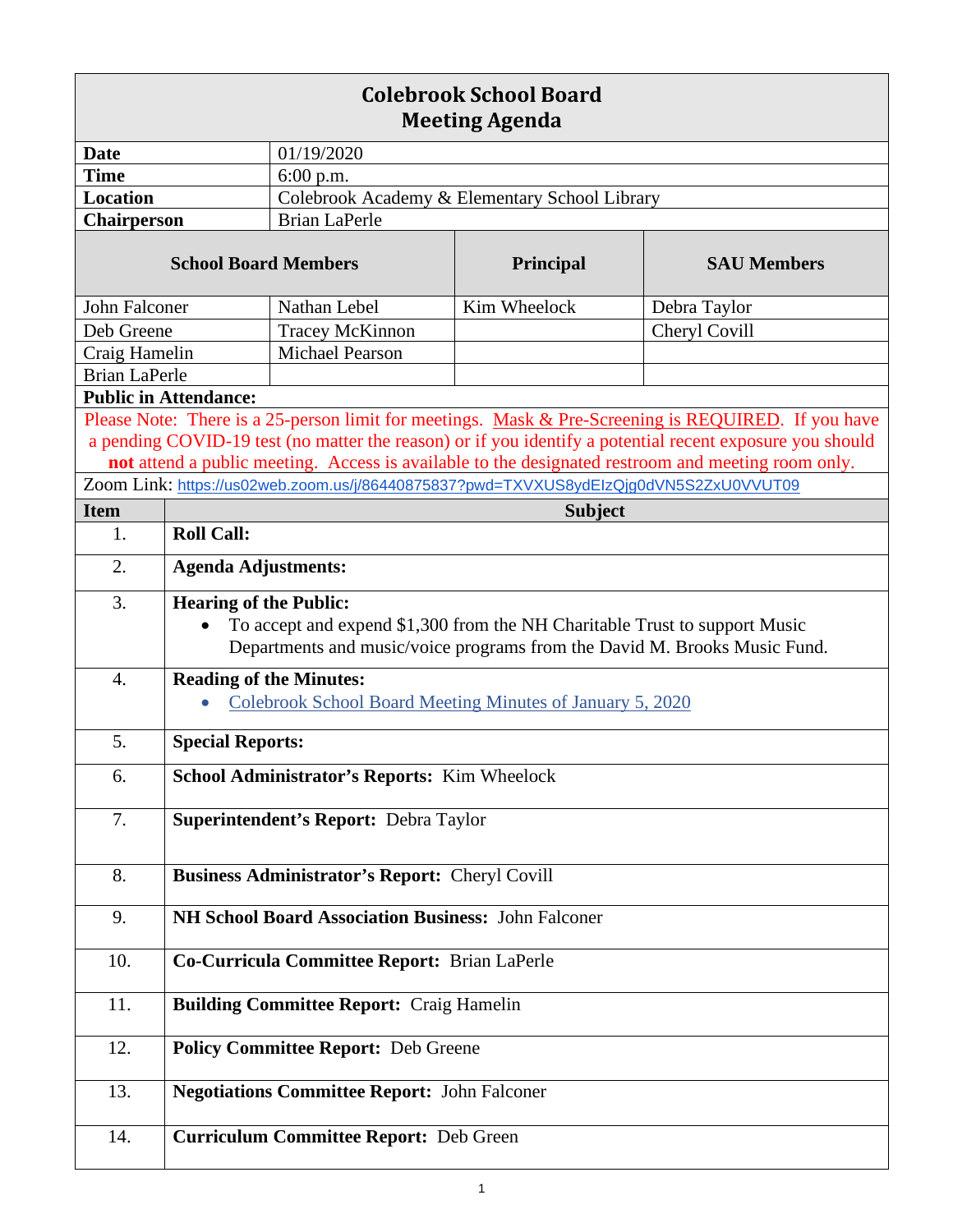# Colebrook School Board
## Meeting Agenda

| | | | |
|---|---|---|---|
| **Date** | 01/19/2020 | | |
| **Time** | 6:00 p.m. | | |
| **Location** | Colebrook Academy & Elementary School Library | | |
| **Chairperson** | Brian LaPerle | | |

| **School Board Members** | | **Principal** | **SAU Members** |
|---|---|---|---|
| John Falconer | Nathan Lebel | Kim Wheelock | Debra Taylor |
| Deb Greene | Tracey McKinnon | | Cheryl Covill |
| Craig Hamelin | Michael Pearson | | |
| Brian LaPerle | | | |

**Public in Attendance:**

Please Note: There is a 25-person limit for meetings. Mask & Pre-Screening is REQUIRED. If you have a pending COVID-19 test (no matter the reason) or if you identify a potential recent exposure you should **not** attend a public meeting. Access is available to the designated restroom and meeting room only.

Zoom Link: https://us02web.zoom.us/j/86440875837?pwd=TXVXUS8ydEIzQjg0dVN5S2ZxU0VVUT09

| Item | Subject |
|---|---|
| 1. | **Roll Call:** |
| 2. | **Agenda Adjustments:** |
| 3. | **Hearing of the Public:**<br>• To accept and expend $1,300 from the NH Charitable Trust to support Music Departments and music/voice programs from the David M. Brooks Music Fund. |
| 4. | **Reading of the Minutes:**<br>• Colebrook School Board Meeting Minutes of January 5, 2020 |
| 5. | **Special Reports:** |
| 6. | **School Administrator's Reports:** Kim Wheelock |
| 7. | **Superintendent's Report:** Debra Taylor |
| 8. | **Business Administrator's Report:** Cheryl Covill |
| 9. | **NH School Board Association Business:** John Falconer |
| 10. | **Co-Curricula Committee Report:** Brian LaPerle |
| 11. | **Building Committee Report:** Craig Hamelin |
| 12. | **Policy Committee Report:** Deb Greene |
| 13. | **Negotiations Committee Report:** John Falconer |
| 14. | **Curriculum Committee Report:** Deb Green |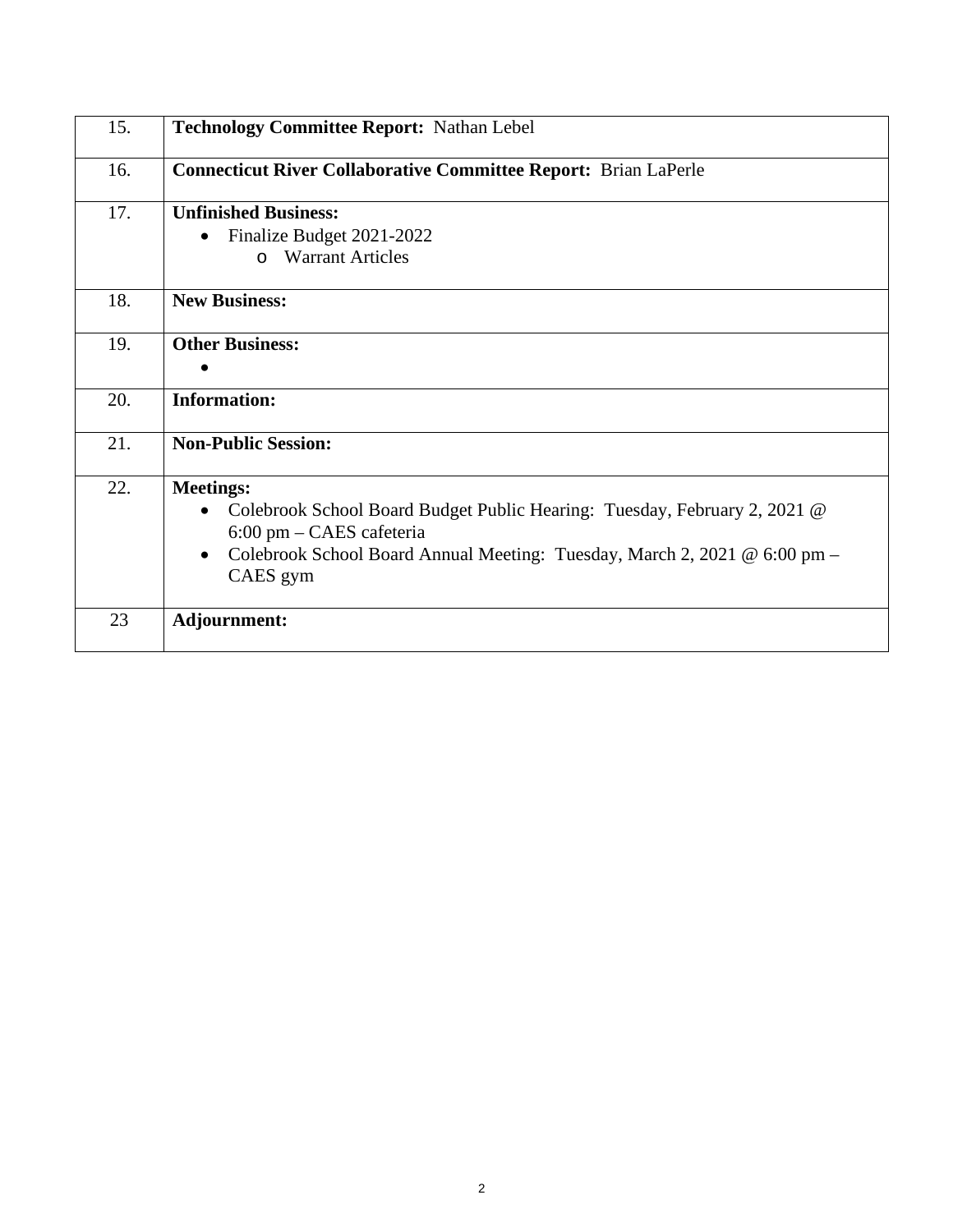| | |
|---|---|
| 15. | **Technology Committee Report:** Nathan Lebel |
| 16. | **Connecticut River Collaborative Committee Report:** Brian LaPerle |
| 17. | **Unfinished Business:**<br>• Finalize Budget 2021-2022<br>  o Warrant Articles |
| 18. | **New Business:** |
| 19. | **Other Business:**<br>• |
| 20. | **Information:** |
| 21. | **Non-Public Session:** |
| 22. | **Meetings:**<br>• Colebrook School Board Budget Public Hearing: Tuesday, February 2, 2021 @ 6:00 pm – CAES cafeteria<br>• Colebrook School Board Annual Meeting: Tuesday, March 2, 2021 @ 6:00 pm – CAES gym |
| 23 | **Adjournment:** |